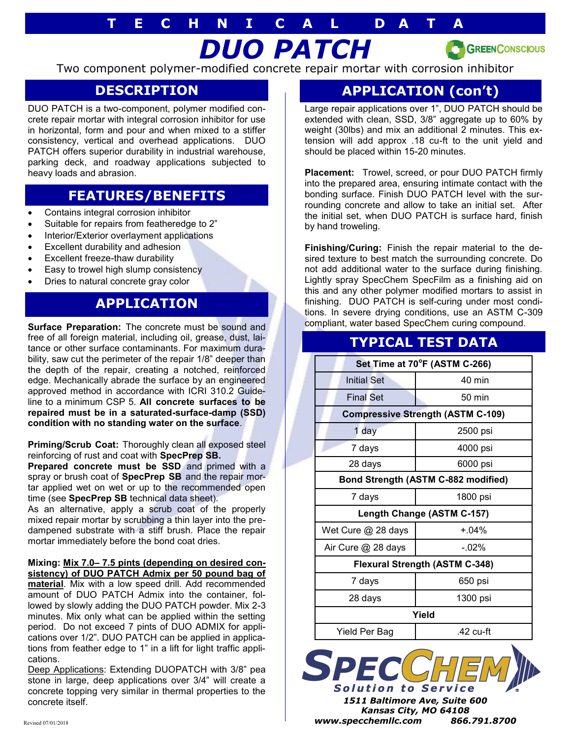# TECHNICAL DATA

# DUO PATCH

GREENCONSCIOUS

Two component polymer-modified concrete repair mortar with corrosion inhibitor

## DESCRIPTION

DUO PATCH is a two-component, polymer modified concrete repair mortar with integral corrosion inhibitor for use in horizontal, form and pour and when mixed to a stiffer consistency, vertical and overhead applications. DUO PATCH offers superior durability in industrial warehouse, parking deck, and roadway applications subjected to heavy loads and abrasion.

## FEATURES/BENEFITS

- Contains integral corrosion inhibitor
- Suitable for repairs from featheredge to 2"
- Interior/Exterior overlayment applications
- Excellent durability and adhesion
- Excellent freeze-thaw durability
- Easy to trowel high slump consistency
- Dries to natural concrete gray color

## APPLICATION

**Surface Preparation:** The concrete must be sound and free of all foreign material, including oil, grease, dust, laitance or other surface contaminants. For maximum durability, saw cut the perimeter of the repair 1/8" deeper than the depth of the repair, creating a notched, reinforced edge. Mechanically abrade the surface by an engineered approved method in accordance with ICRI 310.2 Guideline to a minimum CSP 5. **All concrete surfaces to be repaired must be in a saturated-surface-damp (SSD) condition with no standing water on the surface**.

**Priming/Scrub Coat:** Thoroughly clean all exposed steel reinforcing of rust and coat with **SpecPrep SB.**
**Prepared concrete must be SSD** and primed with a spray or brush coat of **SpecPrep SB** and the repair mortar applied wet on wet or up to the recommended open time (see **SpecPrep SB** technical data sheet).
As an alternative, apply a scrub coat of the properly mixed repair mortar by scrubbing a thin layer into the predampened substrate with a stiff brush. Place the repair mortar immediately before the bond coat dries.

**Mixing: Mix 7.0– 7.5 pints (depending on desired consistency) of DUO PATCH Admix per 50 pound bag of material**. Mix with a low speed drill. Add recommended amount of DUO PATCH Admix into the container, followed by slowly adding the DUO PATCH powder. Mix 2-3 minutes. Mix only what can be applied within the setting period. Do not exceed 7 pints of DUO ADMIX for applications over 1/2". DUO PATCH can be applied in applications from feather edge to 1" in a lift for light traffic applications.
Deep Applications: Extending DUOPATCH with 3/8" pea stone in large, deep applications over 3/4" will create a concrete topping very similar in thermal properties to the concrete itself.

## APPLICATION (con't)

Large repair applications over 1", DUO PATCH should be extended with clean, SSD, 3/8" aggregate up to 60% by weight (30lbs) and mix an additional 2 minutes. This extension will add approx .18 cu-ft to the unit yield and should be placed within 15-20 minutes.

**Placement:** Trowel, screed, or pour DUO PATCH firmly into the prepared area, ensuring intimate contact with the bonding surface. Finish DUO PATCH level with the surrounding concrete and allow to take an initial set. After the initial set, when DUO PATCH is surface hard, finish by hand troweling.

**Finishing/Curing:** Finish the repair material to the desired texture to best match the surrounding concrete. Do not add additional water to the surface during finishing. Lightly spray SpecChem SpecFilm as a finishing aid on this and any other polymer modified mortars to assist in finishing. DUO PATCH is self-curing under most conditions. In severe drying conditions, use an ASTM C-309 compliant, water based SpecChem curing compound.

## TYPICAL TEST DATA

| Set Time at 70°F (ASTM C-266) | |
|---|---|
| Initial Set | 40 min |
| Final Set | 50 min |
| **Compressive Strength (ASTM C-109)** | |
| 1 day | 2500 psi |
| 7 days | 4000 psi |
| 28 days | 6000 psi |
| **Bond Strength (ASTM C-882 modified)** | |
| 7 days | 1800 psi |
| **Length Change (ASTM C-157)** | |
| Wet Cure @ 28 days | +.04% |
| Air Cure @ 28 days | -.02% |
| **Flexural Strength (ASTM C-348)** | |
| 7 days | 650 psi |
| 28 days | 1300 psi |
| **Yield** | |
| Yield Per Bag | .42 cu-ft |

SPECCHEM
*Solution to Service*

*1511 Baltimore Ave, Suite 600*
*Kansas City, MO 64108*
*www.specchemllc.com 866.791.8700*

Revised 07/01/2018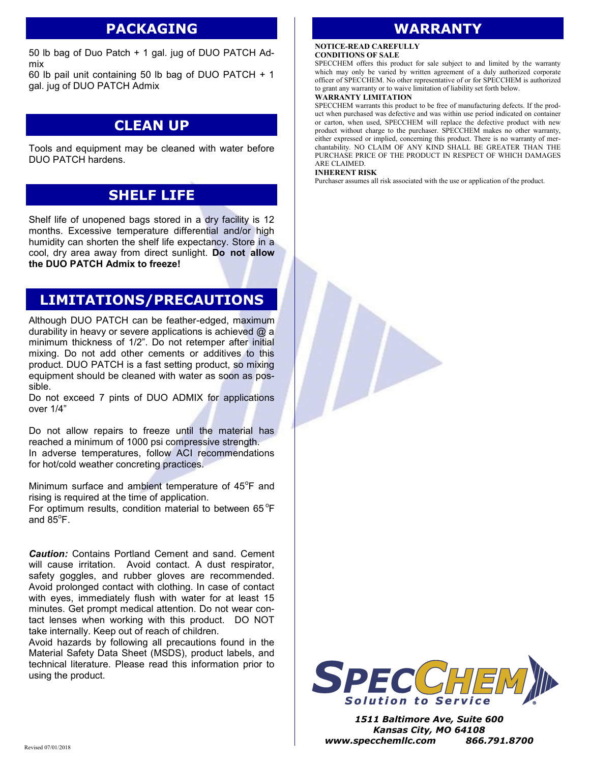## PACKAGING

50 lb bag of Duo Patch + 1 gal. jug of DUO PATCH Admix

60 lb pail unit containing 50 lb bag of DUO PATCH + 1 gal. jug of DUO PATCH Admix

## CLEAN UP

Tools and equipment may be cleaned with water before DUO PATCH hardens.

## SHELF LIFE

Shelf life of unopened bags stored in a dry facility is 12 months. Excessive temperature differential and/or high humidity can shorten the shelf life expectancy. Store in a cool, dry area away from direct sunlight. **Do not allow the DUO PATCH Admix to freeze!**

## LIMITATIONS/PRECAUTIONS

Although DUO PATCH can be feather-edged, maximum durability in heavy or severe applications is achieved @ a minimum thickness of 1/2". Do not retemper after initial mixing. Do not add other cements or additives to this product. DUO PATCH is a fast setting product, so mixing equipment should be cleaned with water as soon as possible.

Do not exceed 7 pints of DUO ADMIX for applications over 1/4"

Do not allow repairs to freeze until the material has reached a minimum of 1000 psi compressive strength.

In adverse temperatures, follow ACI recommendations for hot/cold weather concreting practices.

Minimum surface and ambient temperature of 45°F and rising is required at the time of application.

For optimum results, condition material to between 65°F and 85°F.

***Caution:*** Contains Portland Cement and sand. Cement will cause irritation. Avoid contact. A dust respirator, safety goggles, and rubber gloves are recommended. Avoid prolonged contact with clothing. In case of contact with eyes, immediately flush with water for at least 15 minutes. Get prompt medical attention. Do not wear contact lenses when working with this product. DO NOT take internally. Keep out of reach of children.

Avoid hazards by following all precautions found in the Material Safety Data Sheet (MSDS), product labels, and technical literature. Please read this information prior to using the product.

## WARRANTY

**NOTICE-READ CAREFULLY**

**CONDITIONS OF SALE**

SPECCHEM offers this product for sale subject to and limited by the warranty which may only be varied by written agreement of a duly authorized corporate officer of SPECCHEM. No other representative of or for SPECCHEM is authorized to grant any warranty or to waive limitation of liability set forth below.

**WARRANTY LIMITATION**

SPECCHEM warrants this product to be free of manufacturing defects. If the product when purchased was defective and was within use period indicated on container or carton, when used, SPECCHEM will replace the defective product with new product without charge to the purchaser. SPECCHEM makes no other warranty, either expressed or implied, concerning this product. There is no warranty of merchantability. NO CLAIM OF ANY KIND SHALL BE GREATER THAN THE PURCHASE PRICE OF THE PRODUCT IN RESPECT OF WHICH DAMAGES ARE CLAIMED.

**INHERENT RISK**

Purchaser assumes all risk associated with the use or application of the product.

SPECCHEM

Solution to Service

***1511 Baltimore Ave, Suite 600***
***Kansas City, MO 64108***
***www.specchemllc.com 866.791.8700***

Revised 07/01/2018